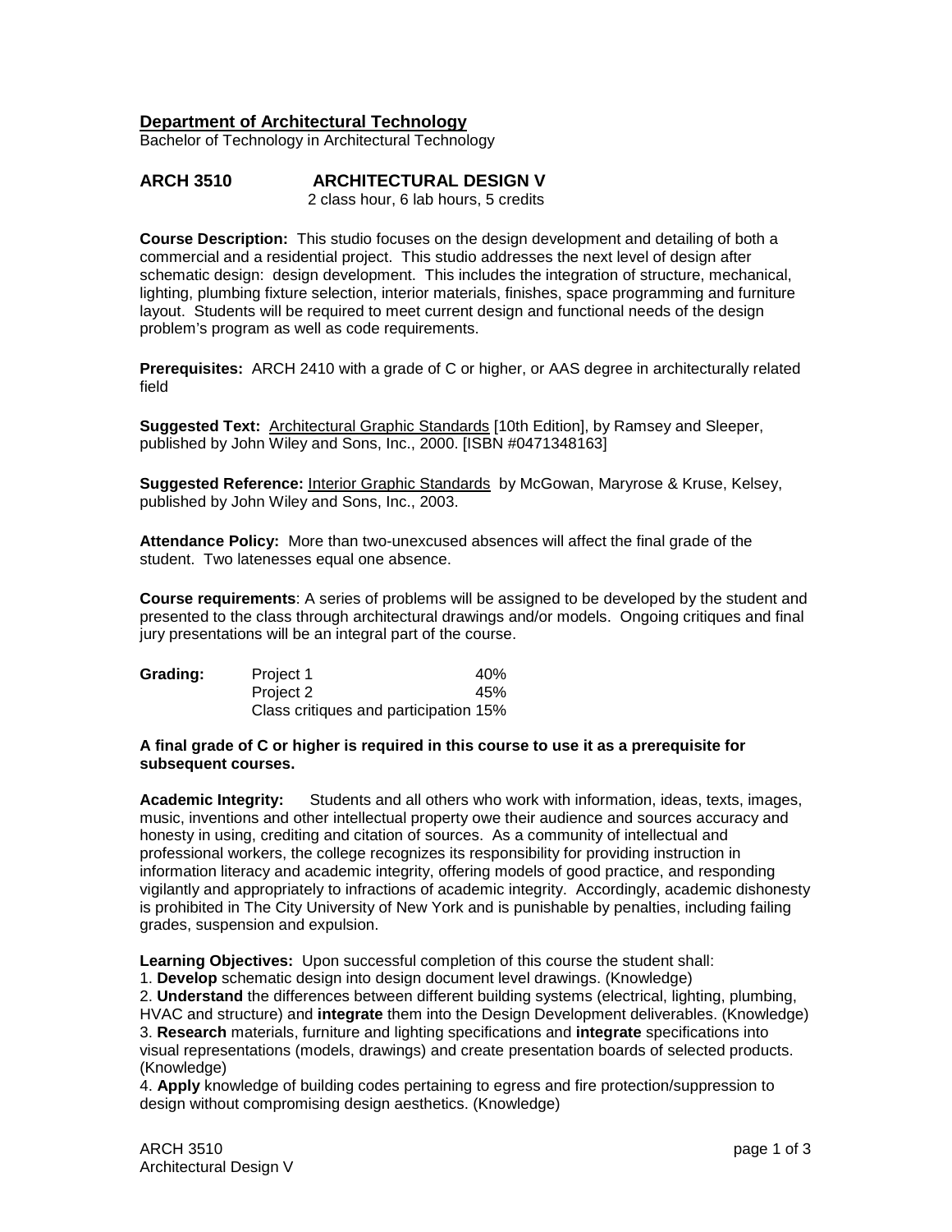## Department of Architectural Technology

Bachelor of Technology in Architectural Technology

### ARCH 3510 ARCHITECTURAL DESIGN V

2 class hour, 6 lab hours, 5 credits

**Course Description:** This studio focuses on the design development and detailing of both a commercial and a residential project. This studio addresses the next level of design after schematic design: design development. This includes the integration of structure, mechanical, lighting, plumbing fixture selection, interior materials, finishes, space programming and furniture layout. Students will be required to meet current design and functional needs of the design problem's program as well as code requirements.

**Prerequisites:** ARCH 2410 with a grade of C or higher, or AAS degree in architecturally related field

**Suggested Text:** Architectural Graphic Standards [10th Edition], by Ramsey and Sleeper, published by John Wiley and Sons, Inc., 2000. [ISBN #0471348163]

**Suggested Reference:** Interior Graphic Standards by McGowan, Maryrose & Kruse, Kelsey, published by John Wiley and Sons, Inc., 2003.

**Attendance Policy:** More than two-unexcused absences will affect the final grade of the student. Two latenesses equal one absence.

**Course requirements**: A series of problems will be assigned to be developed by the student and presented to the class through architectural drawings and/or models. Ongoing critiques and final jury presentations will be an integral part of the course.

| **Grading:** | | |
|---|---|---|
| | Project 1 | 40% |
| | Project 2 | 45% |
| | Class critiques and participation | 15% |

**A final grade of C or higher is required in this course to use it as a prerequisite for subsequent courses.**

**Academic Integrity:** Students and all others who work with information, ideas, texts, images, music, inventions and other intellectual property owe their audience and sources accuracy and honesty in using, crediting and citation of sources. As a community of intellectual and professional workers, the college recognizes its responsibility for providing instruction in information literacy and academic integrity, offering models of good practice, and responding vigilantly and appropriately to infractions of academic integrity. Accordingly, academic dishonesty is prohibited in The City University of New York and is punishable by penalties, including failing grades, suspension and expulsion.

**Learning Objectives:** Upon successful completion of this course the student shall:

1. **Develop** schematic design into design document level drawings. (Knowledge)
2. **Understand** the differences between different building systems (electrical, lighting, plumbing, HVAC and structure) and **integrate** them into the Design Development deliverables. (Knowledge)
3. **Research** materials, furniture and lighting specifications and **integrate** specifications into visual representations (models, drawings) and create presentation boards of selected products. (Knowledge)
4. **Apply** knowledge of building codes pertaining to egress and fire protection/suppression to design without compromising design aesthetics. (Knowledge)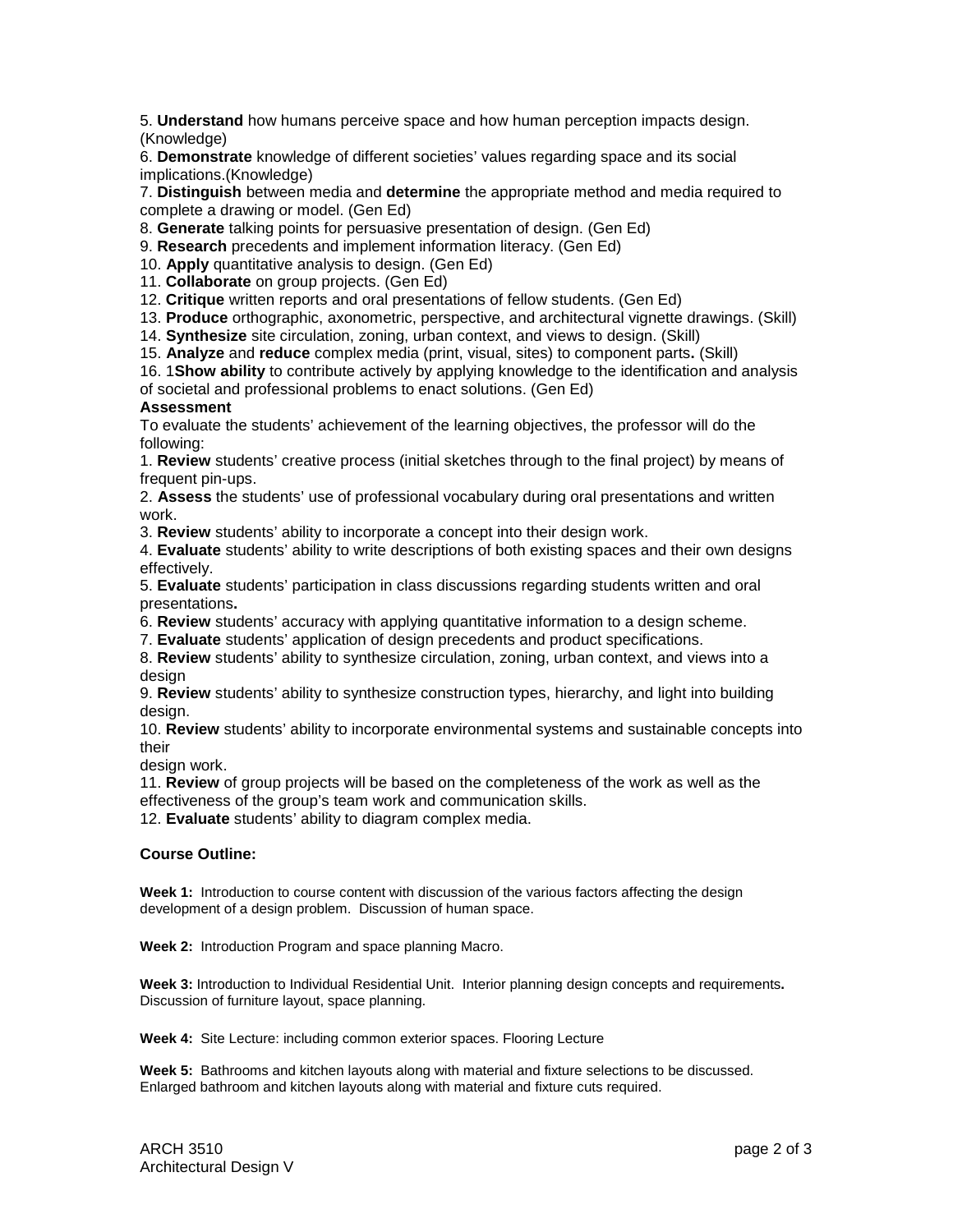5. **Understand** how humans perceive space and how human perception impacts design. (Knowledge)
6. **Demonstrate** knowledge of different societies' values regarding space and its social implications.(Knowledge)
7. **Distinguish** between media and **determine** the appropriate method and media required to complete a drawing or model. (Gen Ed)
8. **Generate** talking points for persuasive presentation of design. (Gen Ed)
9. **Research** precedents and implement information literacy. (Gen Ed)
10. **Apply** quantitative analysis to design. (Gen Ed)
11. **Collaborate** on group projects. (Gen Ed)
12. **Critique** written reports and oral presentations of fellow students. (Gen Ed)
13. **Produce** orthographic, axonometric, perspective, and architectural vignette drawings. (Skill)
14. **Synthesize** site circulation, zoning, urban context, and views to design. (Skill)
15. **Analyze** and **reduce** complex media (print, visual, sites) to component parts**.** (Skill)
16. 1**Show ability** to contribute actively by applying knowledge to the identification and analysis of societal and professional problems to enact solutions. (Gen Ed)

**Assessment**

To evaluate the students' achievement of the learning objectives, the professor will do the following:

1. **Review** students' creative process (initial sketches through to the final project) by means of frequent pin-ups.
2. **Assess** the students' use of professional vocabulary during oral presentations and written work.
3. **Review** students' ability to incorporate a concept into their design work.
4. **Evaluate** students' ability to write descriptions of both existing spaces and their own designs effectively.
5. **Evaluate** students' participation in class discussions regarding students written and oral presentations**.**
6. **Review** students' accuracy with applying quantitative information to a design scheme.
7. **Evaluate** students' application of design precedents and product specifications.
8. **Review** students' ability to synthesize circulation, zoning, urban context, and views into a design
9. **Review** students' ability to synthesize construction types, hierarchy, and light into building design.
10. **Review** students' ability to incorporate environmental systems and sustainable concepts into their design work.
11. **Review** of group projects will be based on the completeness of the work as well as the effectiveness of the group's team work and communication skills.
12. **Evaluate** students' ability to diagram complex media.

**Course Outline:**

**Week 1:** Introduction to course content with discussion of the various factors affecting the design development of a design problem. Discussion of human space.

**Week 2:** Introduction Program and space planning Macro.

**Week 3:** Introduction to Individual Residential Unit. Interior planning design concepts and requirements**.** Discussion of furniture layout, space planning.

**Week 4:** Site Lecture: including common exterior spaces. Flooring Lecture

**Week 5:** Bathrooms and kitchen layouts along with material and fixture selections to be discussed. Enlarged bathroom and kitchen layouts along with material and fixture cuts required.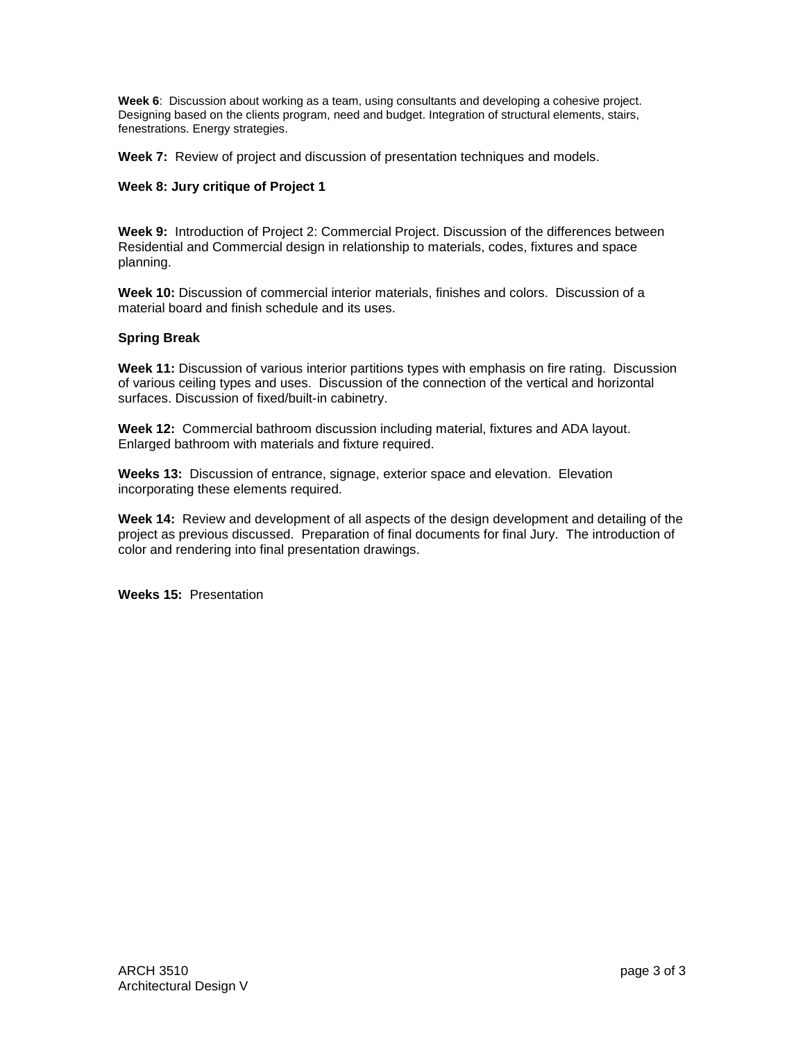**Week 6**: Discussion about working as a team, using consultants and developing a cohesive project. Designing based on the clients program, need and budget. Integration of structural elements, stairs, fenestrations. Energy strategies.

**Week 7:** Review of project and discussion of presentation techniques and models.

**Week 8: Jury critique of Project 1**

**Week 9:** Introduction of Project 2: Commercial Project. Discussion of the differences between Residential and Commercial design in relationship to materials, codes, fixtures and space planning.

**Week 10:** Discussion of commercial interior materials, finishes and colors. Discussion of a material board and finish schedule and its uses.

**Spring Break**

**Week 11:** Discussion of various interior partitions types with emphasis on fire rating. Discussion of various ceiling types and uses. Discussion of the connection of the vertical and horizontal surfaces. Discussion of fixed/built-in cabinetry.

**Week 12:** Commercial bathroom discussion including material, fixtures and ADA layout. Enlarged bathroom with materials and fixture required.

**Weeks 13:** Discussion of entrance, signage, exterior space and elevation. Elevation incorporating these elements required.

**Week 14:** Review and development of all aspects of the design development and detailing of the project as previous discussed. Preparation of final documents for final Jury. The introduction of color and rendering into final presentation drawings.

**Weeks 15:** Presentation